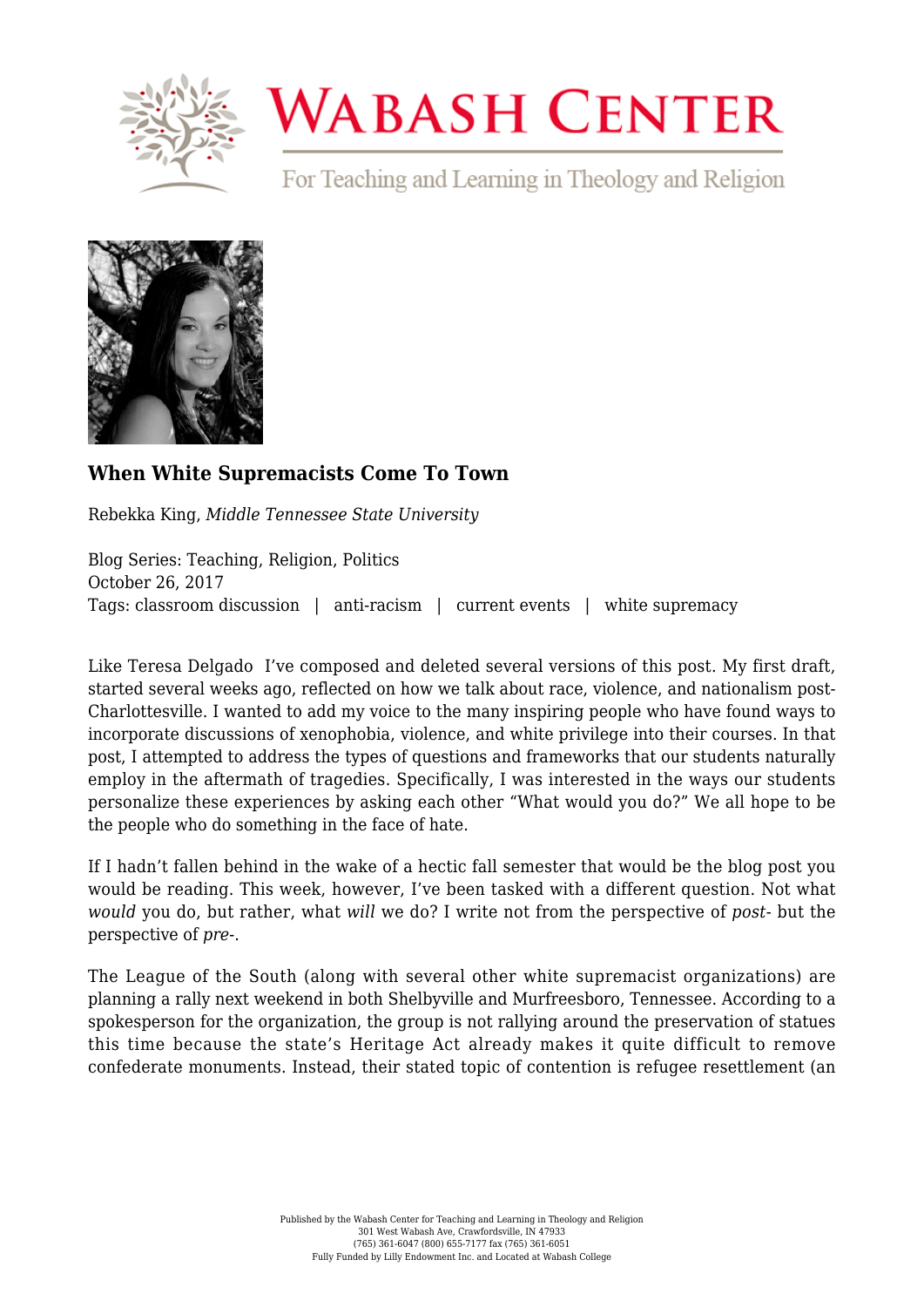# When White Supremacists Come To Town

Rebekka King, *Middle Tennessee State University*

Blog Series: Teaching, Religion, Politics
October 26, 2017
Tags: classroom discussion | anti-racism | current events | white supremacy

Like Teresa Delgado I've composed and deleted several versions of this post. My first draft, started several weeks ago, reflected on how we talk about race, violence, and nationalism post-Charlottesville. I wanted to add my voice to the many inspiring people who have found ways to incorporate discussions of xenophobia, violence, and white privilege into their courses. In that post, I attempted to address the types of questions and frameworks that our students naturally employ in the aftermath of tragedies. Specifically, I was interested in the ways our students personalize these experiences by asking each other "What would you do?" We all hope to be the people who do something in the face of hate.

If I hadn't fallen behind in the wake of a hectic fall semester that would be the blog post you would be reading. This week, however, I've been tasked with a different question. Not what *would* you do, but rather, what *will* we do? I write not from the perspective of *post-* but the perspective of *pre-*.

The League of the South (along with several other white supremacist organizations) are planning a rally next weekend in both Shelbyville and Murfreesboro, Tennessee. According to a spokesperson for the organization, the group is not rallying around the preservation of statues this time because the state's Heritage Act already makes it quite difficult to remove confederate monuments. Instead, their stated topic of contention is refugee resettlement (an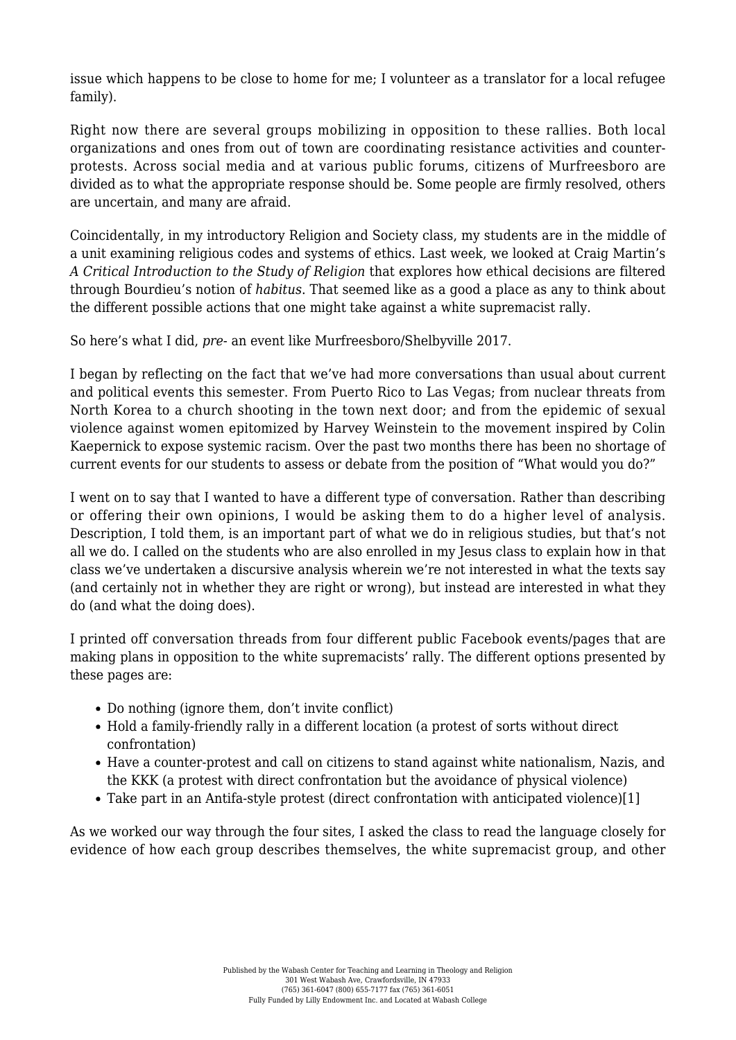issue which happens to be close to home for me; I volunteer as a translator for a local refugee family).

Right now there are several groups mobilizing in opposition to these rallies. Both local organizations and ones from out of town are coordinating resistance activities and counter-protests. Across social media and at various public forums, citizens of Murfreesboro are divided as to what the appropriate response should be. Some people are firmly resolved, others are uncertain, and many are afraid.

Coincidentally, in my introductory Religion and Society class, my students are in the middle of a unit examining religious codes and systems of ethics. Last week, we looked at Craig Martin's *A Critical Introduction to the Study of Religion* that explores how ethical decisions are filtered through Bourdieu's notion of *habitus*. That seemed like as a good a place as any to think about the different possible actions that one might take against a white supremacist rally.

So here's what I did, *pre*- an event like Murfreesboro/Shelbyville 2017.

I began by reflecting on the fact that we've had more conversations than usual about current and political events this semester. From Puerto Rico to Las Vegas; from nuclear threats from North Korea to a church shooting in the town next door; and from the epidemic of sexual violence against women epitomized by Harvey Weinstein to the movement inspired by Colin Kaepernick to expose systemic racism. Over the past two months there has been no shortage of current events for our students to assess or debate from the position of "What would you do?"

I went on to say that I wanted to have a different type of conversation. Rather than describing or offering their own opinions, I would be asking them to do a higher level of analysis. Description, I told them, is an important part of what we do in religious studies, but that's not all we do. I called on the students who are also enrolled in my Jesus class to explain how in that class we've undertaken a discursive analysis wherein we're not interested in what the texts say (and certainly not in whether they are right or wrong), but instead are interested in what they do (and what the doing does).

I printed off conversation threads from four different public Facebook events/pages that are making plans in opposition to the white supremacists' rally. The different options presented by these pages are:

- Do nothing (ignore them, don't invite conflict)
- Hold a family-friendly rally in a different location (a protest of sorts without direct confrontation)
- Have a counter-protest and call on citizens to stand against white nationalism, Nazis, and the KKK (a protest with direct confrontation but the avoidance of physical violence)
- Take part in an Antifa-style protest (direct confrontation with anticipated violence)[1]

As we worked our way through the four sites, I asked the class to read the language closely for evidence of how each group describes themselves, the white supremacist group, and other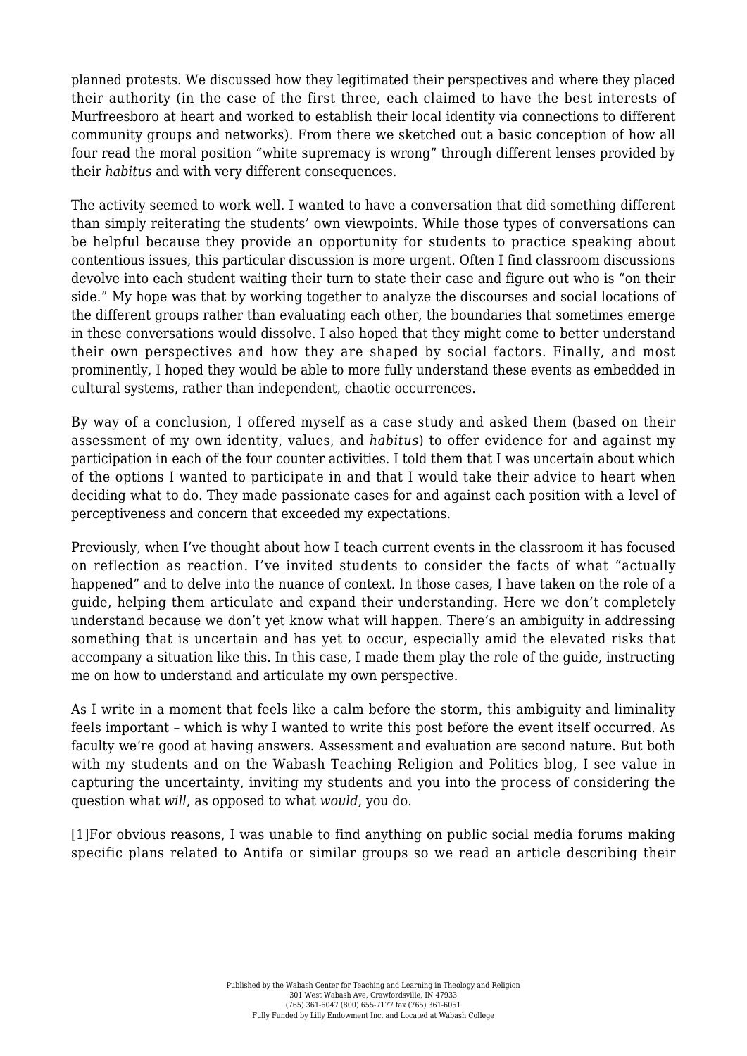planned protests. We discussed how they legitimated their perspectives and where they placed their authority (in the case of the first three, each claimed to have the best interests of Murfreesboro at heart and worked to establish their local identity via connections to different community groups and networks). From there we sketched out a basic conception of how all four read the moral position "white supremacy is wrong" through different lenses provided by their *habitus* and with very different consequences.

The activity seemed to work well. I wanted to have a conversation that did something different than simply reiterating the students' own viewpoints. While those types of conversations can be helpful because they provide an opportunity for students to practice speaking about contentious issues, this particular discussion is more urgent. Often I find classroom discussions devolve into each student waiting their turn to state their case and figure out who is "on their side." My hope was that by working together to analyze the discourses and social locations of the different groups rather than evaluating each other, the boundaries that sometimes emerge in these conversations would dissolve. I also hoped that they might come to better understand their own perspectives and how they are shaped by social factors. Finally, and most prominently, I hoped they would be able to more fully understand these events as embedded in cultural systems, rather than independent, chaotic occurrences.

By way of a conclusion, I offered myself as a case study and asked them (based on their assessment of my own identity, values, and *habitus*) to offer evidence for and against my participation in each of the four counter activities. I told them that I was uncertain about which of the options I wanted to participate in and that I would take their advice to heart when deciding what to do. They made passionate cases for and against each position with a level of perceptiveness and concern that exceeded my expectations.

Previously, when I've thought about how I teach current events in the classroom it has focused on reflection as reaction. I've invited students to consider the facts of what "actually happened" and to delve into the nuance of context. In those cases, I have taken on the role of a guide, helping them articulate and expand their understanding. Here we don't completely understand because we don't yet know what will happen. There's an ambiguity in addressing something that is uncertain and has yet to occur, especially amid the elevated risks that accompany a situation like this. In this case, I made them play the role of the guide, instructing me on how to understand and articulate my own perspective.

As I write in a moment that feels like a calm before the storm, this ambiguity and liminality feels important – which is why I wanted to write this post before the event itself occurred. As faculty we're good at having answers. Assessment and evaluation are second nature. But both with my students and on the Wabash Teaching Religion and Politics blog, I see value in capturing the uncertainty, inviting my students and you into the process of considering the question what *will*, as opposed to what *would*, you do.

[1]For obvious reasons, I was unable to find anything on public social media forums making specific plans related to Antifa or similar groups so we read an article describing their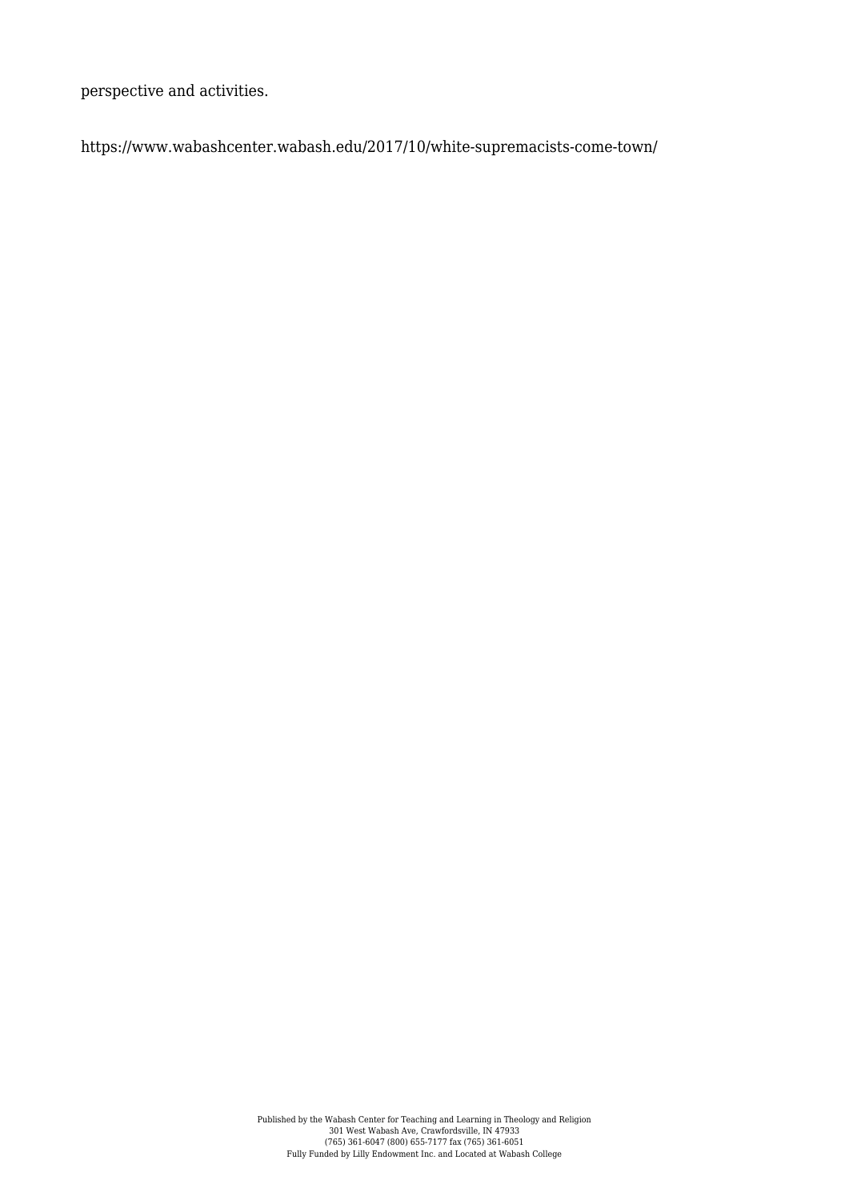perspective and activities.

https://www.wabashcenter.wabash.edu/2017/10/white-supremacists-come-town/